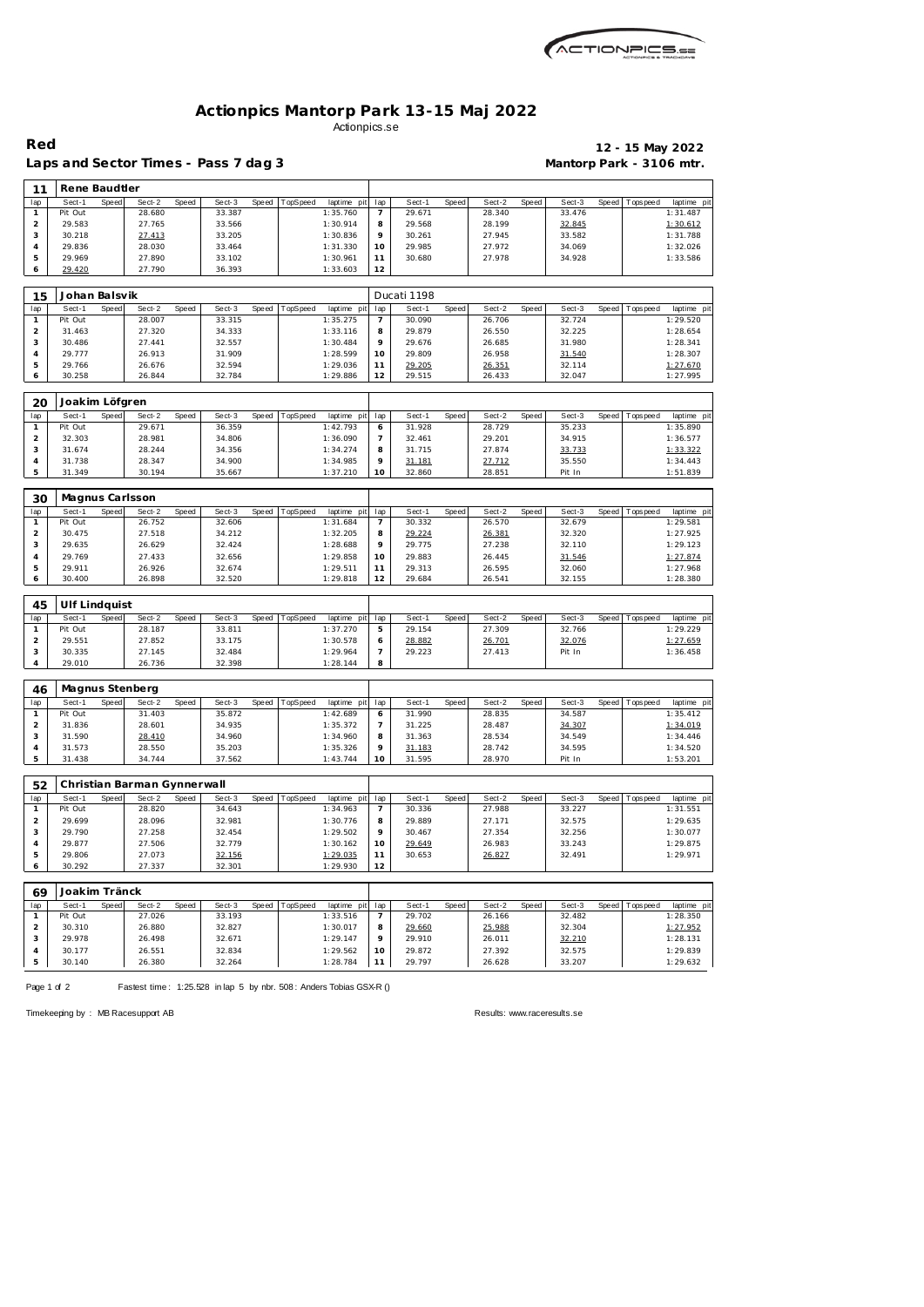# Actionpics Mantorp Park 13-15 Maj 2022

Actionpics.se

**Red** — **12 - 15 May 2022**

**Laps and Sector Times - Pass 7 dag 3** — **Mantorp Park - 3106 mtr.**

## 11 Rene Baudtler

| lap | Sect-1 | Speed | Sect-2 | Speed | Sect-3 | Speed | TopSpeed | laptime pit | lap | Sect-1 | Speed | Sect-2 | Speed | Sect-3 | Speed | Topspeed | laptime pit |
|---|---|---|---|---|---|---|---|---|---|---|---|---|---|---|---|---|---|
| 1 | Pit Out | | 28.680 | | 33.387 | | | 1:35.760 | 7 | 29.671 | | 28.340 | | 33.476 | | | 1:31.487 |
| 2 | 29.583 | | 27.765 | | 33.566 | | | 1:30.914 | 8 | 29.568 | | 28.199 | | 32.845 | | | 1:30.612 |
| 3 | 30.218 | | 27.413 | | 33.205 | | | 1:30.836 | 9 | 30.261 | | 27.945 | | 33.582 | | | 1:31.788 |
| 4 | 29.836 | | 28.030 | | 33.464 | | | 1:31.330 | 10 | 29.985 | | 27.972 | | 34.069 | | | 1:32.026 |
| 5 | 29.969 | | 27.890 | | 33.102 | | | 1:30.961 | 11 | 30.680 | | 27.978 | | 34.928 | | | 1:33.586 |
| 6 | 29.420 | | 27.790 | | 36.393 | | | 1:33.603 | 12 | | | | | | | | |

## 15 Johan Balsvik — Ducati 1198

| lap | Sect-1 | Speed | Sect-2 | Speed | Sect-3 | Speed | TopSpeed | laptime pit | lap | Sect-1 | Speed | Sect-2 | Speed | Sect-3 | Speed | Topspeed | laptime pit |
|---|---|---|---|---|---|---|---|---|---|---|---|---|---|---|---|---|---|
| 1 | Pit Out | | 28.007 | | 33.315 | | | 1:35.275 | 7 | 30.090 | | 26.706 | | 32.724 | | | 1:29.520 |
| 2 | 31.463 | | 27.320 | | 34.333 | | | 1:33.116 | 8 | 29.879 | | 26.550 | | 32.225 | | | 1:28.654 |
| 3 | 30.486 | | 27.441 | | 32.557 | | | 1:30.484 | 9 | 29.676 | | 26.685 | | 31.980 | | | 1:28.341 |
| 4 | 29.777 | | 26.913 | | 31.909 | | | 1:28.599 | 10 | 29.809 | | 26.958 | | 31.540 | | | 1:28.307 |
| 5 | 29.766 | | 26.676 | | 32.594 | | | 1:29.036 | 11 | 29.205 | | 26.351 | | 32.114 | | | 1:27.670 |
| 6 | 30.258 | | 26.844 | | 32.784 | | | 1:29.886 | 12 | 29.515 | | 26.433 | | 32.047 | | | 1:27.995 |

## 20 Joakim Löfgren

| lap | Sect-1 | Speed | Sect-2 | Speed | Sect-3 | Speed | TopSpeed | laptime pit | lap | Sect-1 | Speed | Sect-2 | Speed | Sect-3 | Speed | Topspeed | laptime pit |
|---|---|---|---|---|---|---|---|---|---|---|---|---|---|---|---|---|---|
| 1 | Pit Out | | 29.671 | | 36.359 | | | 1:42.793 | 6 | 31.928 | | 28.729 | | 35.233 | | | 1:35.890 |
| 2 | 32.303 | | 28.981 | | 34.806 | | | 1:36.090 | 7 | 32.461 | | 29.201 | | 34.915 | | | 1:36.577 |
| 3 | 31.674 | | 28.244 | | 34.356 | | | 1:34.274 | 8 | 31.715 | | 27.874 | | 33.733 | | | 1:33.322 |
| 4 | 31.738 | | 28.347 | | 34.900 | | | 1:34.985 | 9 | 31.181 | | 27.712 | | 35.550 | | | 1:34.443 |
| 5 | 31.349 | | 30.194 | | 35.667 | | | 1:37.210 | 10 | 32.860 | | 28.851 | | Pit In | | | 1:51.839 |

## 30 Magnus Carlsson

| lap | Sect-1 | Speed | Sect-2 | Speed | Sect-3 | Speed | TopSpeed | laptime pit | lap | Sect-1 | Speed | Sect-2 | Speed | Sect-3 | Speed | Topspeed | laptime pit |
|---|---|---|---|---|---|---|---|---|---|---|---|---|---|---|---|---|---|
| 1 | Pit Out | | 26.752 | | 32.606 | | | 1:31.684 | 7 | 30.332 | | 26.570 | | 32.679 | | | 1:29.581 |
| 2 | 30.475 | | 27.518 | | 34.212 | | | 1:32.205 | 8 | 29.224 | | 26.381 | | 32.320 | | | 1:27.925 |
| 3 | 29.635 | | 26.629 | | 32.424 | | | 1:28.688 | 9 | 29.775 | | 27.238 | | 32.110 | | | 1:29.123 |
| 4 | 29.769 | | 27.433 | | 32.656 | | | 1:29.858 | 10 | 29.883 | | 26.445 | | 31.546 | | | 1:27.874 |
| 5 | 29.911 | | 26.926 | | 32.674 | | | 1:29.511 | 11 | 29.313 | | 26.595 | | 32.060 | | | 1:27.968 |
| 6 | 30.400 | | 26.898 | | 32.520 | | | 1:29.818 | 12 | 29.684 | | 26.541 | | 32.155 | | | 1:28.380 |

## 45 Ulf Lindquist

| lap | Sect-1 | Speed | Sect-2 | Speed | Sect-3 | Speed | TopSpeed | laptime pit | lap | Sect-1 | Speed | Sect-2 | Speed | Sect-3 | Speed | Topspeed | laptime pit |
|---|---|---|---|---|---|---|---|---|---|---|---|---|---|---|---|---|---|
| 1 | Pit Out | | 28.187 | | 33.811 | | | 1:37.270 | 5 | 29.154 | | 27.309 | | 32.766 | | | 1:29.229 |
| 2 | 29.551 | | 27.852 | | 33.175 | | | 1:30.578 | 6 | 28.882 | | 26.701 | | 32.076 | | | 1:27.659 |
| 3 | 30.335 | | 27.145 | | 32.484 | | | 1:29.964 | 7 | 29.223 | | 27.413 | | Pit In | | | 1:36.458 |
| 4 | 29.010 | | 26.736 | | 32.398 | | | 1:28.144 | 8 | | | | | | | | |

## 46 Magnus Stenberg

| lap | Sect-1 | Speed | Sect-2 | Speed | Sect-3 | Speed | TopSpeed | laptime pit | lap | Sect-1 | Speed | Sect-2 | Speed | Sect-3 | Speed | Topspeed | laptime pit |
|---|---|---|---|---|---|---|---|---|---|---|---|---|---|---|---|---|---|
| 1 | Pit Out | | 31.403 | | 35.872 | | | 1:42.689 | 6 | 31.990 | | 28.835 | | 34.587 | | | 1:35.412 |
| 2 | 31.836 | | 28.601 | | 34.935 | | | 1:35.372 | 7 | 31.225 | | 28.487 | | 34.307 | | | 1:34.019 |
| 3 | 31.590 | | 28.410 | | 34.960 | | | 1:34.960 | 8 | 31.363 | | 28.534 | | 34.549 | | | 1:34.446 |
| 4 | 31.573 | | 28.550 | | 35.203 | | | 1:35.326 | 9 | 31.183 | | 28.742 | | 34.595 | | | 1:34.520 |
| 5 | 31.438 | | 34.744 | | 37.562 | | | 1:43.744 | 10 | 31.595 | | 28.970 | | Pit In | | | 1:53.201 |

## 52 Christian Barman Gynnerwall

| lap | Sect-1 | Speed | Sect-2 | Speed | Sect-3 | Speed | TopSpeed | laptime pit | lap | Sect-1 | Speed | Sect-2 | Speed | Sect-3 | Speed | Topspeed | laptime pit |
|---|---|---|---|---|---|---|---|---|---|---|---|---|---|---|---|---|---|
| 1 | Pit Out | | 28.820 | | 34.643 | | | 1:34.963 | 7 | 30.336 | | 27.988 | | 33.227 | | | 1:31.551 |
| 2 | 29.699 | | 28.096 | | 32.981 | | | 1:30.776 | 8 | 29.889 | | 27.171 | | 32.575 | | | 1:29.635 |
| 3 | 29.790 | | 27.258 | | 32.454 | | | 1:29.502 | 9 | 30.467 | | 27.354 | | 32.256 | | | 1:30.077 |
| 4 | 29.877 | | 27.506 | | 32.779 | | | 1:30.162 | 10 | 29.649 | | 26.983 | | 33.243 | | | 1:29.875 |
| 5 | 29.806 | | 27.073 | | 32.156 | | | 1:29.035 | 11 | 30.653 | | 26.827 | | 32.491 | | | 1:29.971 |
| 6 | 30.292 | | 27.337 | | 32.301 | | | 1:29.930 | 12 | | | | | | | | |

## 69 Joakim Tränck

| lap | Sect-1 | Speed | Sect-2 | Speed | Sect-3 | Speed | TopSpeed | laptime pit | lap | Sect-1 | Speed | Sect-2 | Speed | Sect-3 | Speed | Topspeed | laptime pit |
|---|---|---|---|---|---|---|---|---|---|---|---|---|---|---|---|---|---|
| 1 | Pit Out | | 27.026 | | 33.193 | | | 1:33.516 | 7 | 29.702 | | 26.166 | | 32.482 | | | 1:28.350 |
| 2 | 30.310 | | 26.880 | | 32.827 | | | 1:30.017 | 8 | 29.660 | | 25.988 | | 32.304 | | | 1:27.952 |
| 3 | 29.978 | | 26.498 | | 32.671 | | | 1:29.147 | 9 | 29.910 | | 26.011 | | 32.210 | | | 1:28.131 |
| 4 | 30.177 | | 26.551 | | 32.834 | | | 1:29.562 | 10 | 29.872 | | 27.392 | | 32.575 | | | 1:29.839 |
| 5 | 30.140 | | 26.380 | | 32.264 | | | 1:28.784 | 11 | 29.797 | | 26.628 | | 33.207 | | | 1:29.632 |

Fastest time : 1:25.528 in lap 5 by nbr. 508 : Anders Tobias GSX-R ()

Timekeeping by : MB Racesupport AB — Results: www.raceresults.se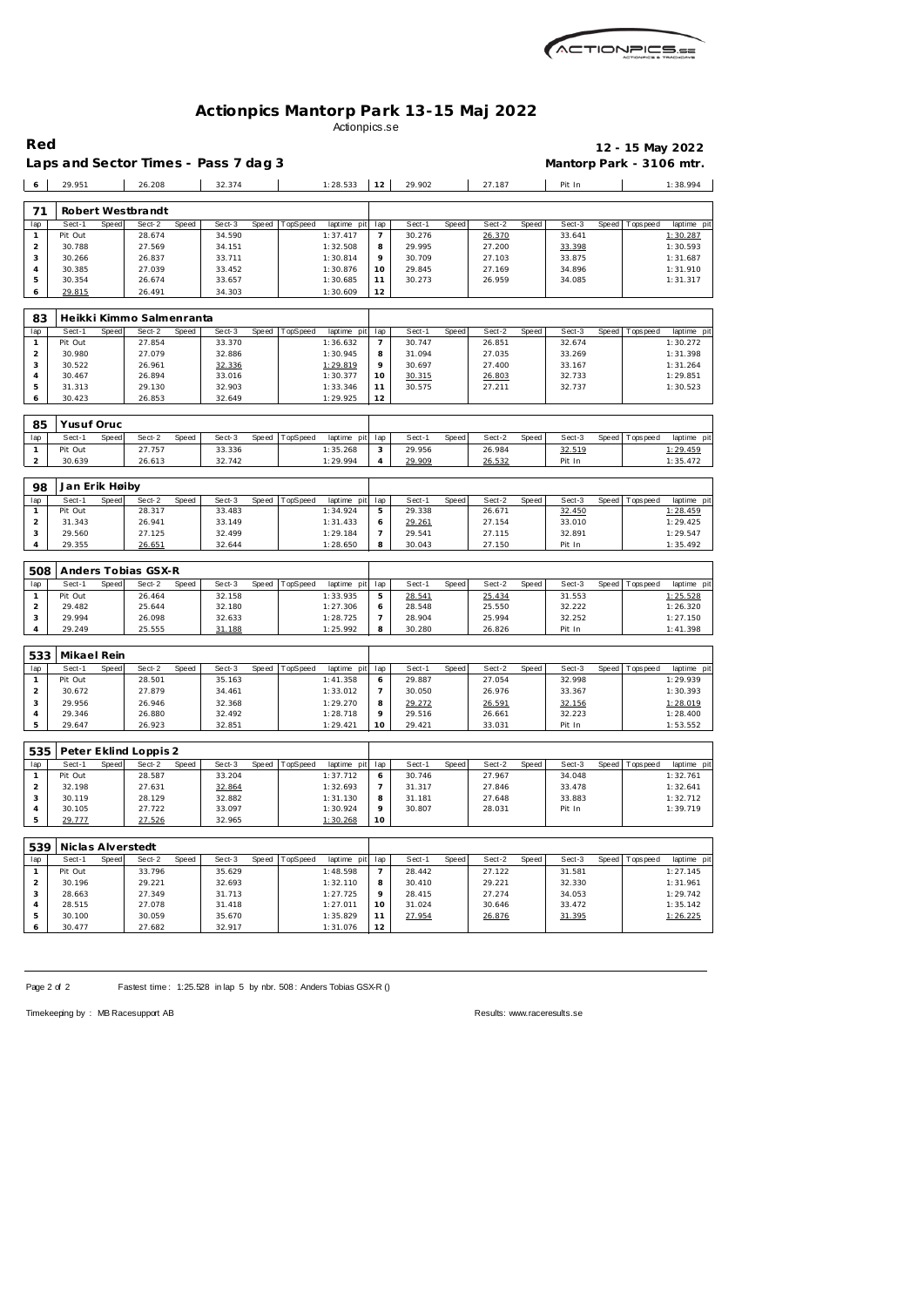# Actionpics Mantorp Park 13-15 Maj 2022

Actionpics.se

**Red** — **12 - 15 May 2022**

**Laps and Sector Times - Pass 7 dag 3** — **Mantorp Park - 3106 mtr.**

| lap | Sect-1 | Speed | Sect-2 | Speed | Sect-3 | Speed | TopSpeed | laptime pit | lap | Sect-1 | Speed | Sect-2 | Speed | Sect-3 | Speed | Topspeed | laptime pit |
|---|---|---|---|---|---|---|---|---|---|---|---|---|---|---|---|---|---|
| 6 | 29.951 | | 26.208 | | 32.374 | | | 1:28.533 | 12 | 29.902 | | 27.187 | | Pit In | | | 1:38.994 |

## 71 Robert Westbrandt

| lap | Sect-1 | Speed | Sect-2 | Speed | Sect-3 | Speed | TopSpeed | laptime pit | lap | Sect-1 | Speed | Sect-2 | Speed | Sect-3 | Speed | Topspeed | laptime pit |
|---|---|---|---|---|---|---|---|---|---|---|---|---|---|---|---|---|---|
| 1 | Pit Out | | 28.674 | | 34.590 | | | 1:37.417 | 7 | 30.276 | | 26.370 | | 33.641 | | | 1:30.287 |
| 2 | 30.788 | | 27.569 | | 34.151 | | | 1:32.508 | 8 | 29.995 | | 27.200 | | 33.398 | | | 1:30.593 |
| 3 | 30.266 | | 26.837 | | 33.711 | | | 1:30.814 | 9 | 30.709 | | 27.103 | | 33.875 | | | 1:31.687 |
| 4 | 30.385 | | 27.039 | | 33.452 | | | 1:30.876 | 10 | 29.845 | | 27.169 | | 34.896 | | | 1:31.910 |
| 5 | 30.354 | | 26.674 | | 33.657 | | | 1:30.685 | 11 | 30.273 | | 26.959 | | 34.085 | | | 1:31.317 |
| 6 | 29.815 | | 26.491 | | 34.303 | | | 1:30.609 | 12 | | | | | | | | |

## 83 Heikki Kimmo Salmenranta

| lap | Sect-1 | Speed | Sect-2 | Speed | Sect-3 | Speed | TopSpeed | laptime pit | lap | Sect-1 | Speed | Sect-2 | Speed | Sect-3 | Speed | Topspeed | laptime pit |
|---|---|---|---|---|---|---|---|---|---|---|---|---|---|---|---|---|---|
| 1 | Pit Out | | 27.854 | | 33.370 | | | 1:36.632 | 7 | 30.747 | | 26.851 | | 32.674 | | | 1:30.272 |
| 2 | 30.980 | | 27.079 | | 32.886 | | | 1:30.945 | 8 | 31.094 | | 27.035 | | 33.269 | | | 1:31.398 |
| 3 | 30.522 | | 26.961 | | 32.336 | | | 1:29.819 | 9 | 30.697 | | 27.400 | | 33.167 | | | 1:31.264 |
| 4 | 30.467 | | 26.894 | | 33.016 | | | 1:30.377 | 10 | 30.315 | | 26.803 | | 32.733 | | | 1:29.851 |
| 5 | 31.313 | | 29.130 | | 32.903 | | | 1:33.346 | 11 | 30.575 | | 27.211 | | 32.737 | | | 1:30.523 |
| 6 | 30.423 | | 26.853 | | 32.649 | | | 1:29.925 | 12 | | | | | | | | |

## 85 Yusuf Oruc

| lap | Sect-1 | Speed | Sect-2 | Speed | Sect-3 | Speed | TopSpeed | laptime pit | lap | Sect-1 | Speed | Sect-2 | Speed | Sect-3 | Speed | Topspeed | laptime pit |
|---|---|---|---|---|---|---|---|---|---|---|---|---|---|---|---|---|---|
| 1 | Pit Out | | 27.757 | | 33.336 | | | 1:35.268 | 3 | 29.956 | | 26.984 | | 32.519 | | | 1:29.459 |
| 2 | 30.639 | | 26.613 | | 32.742 | | | 1:29.994 | 4 | 29.909 | | 26.532 | | Pit In | | | 1:35.472 |

## 98 Jan Erik Heiby

| lap | Sect-1 | Speed | Sect-2 | Speed | Sect-3 | Speed | TopSpeed | laptime pit | lap | Sect-1 | Speed | Sect-2 | Speed | Sect-3 | Speed | Topspeed | laptime pit |
|---|---|---|---|---|---|---|---|---|---|---|---|---|---|---|---|---|---|
| 1 | Pit Out | | 28.317 | | 33.483 | | | 1:34.924 | 5 | 29.338 | | 26.671 | | 32.450 | | | 1:28.459 |
| 2 | 31.343 | | 26.941 | | 33.149 | | | 1:31.433 | 6 | 29.261 | | 27.154 | | 33.010 | | | 1:29.425 |
| 3 | 29.560 | | 27.125 | | 32.499 | | | 1:29.184 | 7 | 29.541 | | 27.115 | | 32.891 | | | 1:29.547 |
| 4 | 29.355 | | 26.651 | | 32.644 | | | 1:28.650 | 8 | 30.043 | | 27.150 | | Pit In | | | 1:35.492 |

## 508 Anders Tobias GSX-R

| lap | Sect-1 | Speed | Sect-2 | Speed | Sect-3 | Speed | TopSpeed | laptime pit | lap | Sect-1 | Speed | Sect-2 | Speed | Sect-3 | Speed | Topspeed | laptime pit |
|---|---|---|---|---|---|---|---|---|---|---|---|---|---|---|---|---|---|
| 1 | Pit Out | | 26.464 | | 32.158 | | | 1:33.935 | 5 | 28.541 | | 25.434 | | 31.553 | | | 1:25.528 |
| 2 | 29.482 | | 25.644 | | 32.180 | | | 1:27.306 | 6 | 28.548 | | 25.550 | | 32.222 | | | 1:26.320 |
| 3 | 29.994 | | 26.098 | | 32.633 | | | 1:28.725 | 7 | 28.904 | | 25.994 | | 32.252 | | | 1:27.150 |
| 4 | 29.249 | | 25.555 | | 31.188 | | | 1:25.992 | 8 | 30.280 | | 26.826 | | Pit In | | | 1:41.398 |

## 533 Mikael Rein

| lap | Sect-1 | Speed | Sect-2 | Speed | Sect-3 | Speed | TopSpeed | laptime pit | lap | Sect-1 | Speed | Sect-2 | Speed | Sect-3 | Speed | Topspeed | laptime pit |
|---|---|---|---|---|---|---|---|---|---|---|---|---|---|---|---|---|---|
| 1 | Pit Out | | 28.501 | | 35.163 | | | 1:41.358 | 6 | 29.887 | | 27.054 | | 32.998 | | | 1:29.939 |
| 2 | 30.672 | | 27.879 | | 34.461 | | | 1:33.012 | 7 | 30.050 | | 26.976 | | 33.367 | | | 1:30.393 |
| 3 | 29.956 | | 26.946 | | 32.368 | | | 1:29.270 | 8 | 29.272 | | 26.591 | | 32.156 | | | 1:28.019 |
| 4 | 29.346 | | 26.880 | | 32.492 | | | 1:28.718 | 9 | 29.516 | | 26.661 | | 32.223 | | | 1:28.400 |
| 5 | 29.647 | | 26.923 | | 32.851 | | | 1:29.421 | 10 | 29.421 | | 33.031 | | Pit In | | | 1:53.552 |

## 535 Peter Eklind Loppis 2

| lap | Sect-1 | Speed | Sect-2 | Speed | Sect-3 | Speed | TopSpeed | laptime pit | lap | Sect-1 | Speed | Sect-2 | Speed | Sect-3 | Speed | Topspeed | laptime pit |
|---|---|---|---|---|---|---|---|---|---|---|---|---|---|---|---|---|---|
| 1 | Pit Out | | 28.587 | | 33.204 | | | 1:37.712 | 6 | 30.746 | | 27.967 | | 34.048 | | | 1:32.761 |
| 2 | 32.198 | | 27.631 | | 32.864 | | | 1:32.693 | 7 | 31.317 | | 27.846 | | 33.478 | | | 1:32.641 |
| 3 | 30.119 | | 28.129 | | 32.882 | | | 1:31.130 | 8 | 31.181 | | 27.648 | | 33.883 | | | 1:32.712 |
| 4 | 30.105 | | 27.722 | | 33.097 | | | 1:30.924 | 9 | 30.807 | | 28.031 | | Pit In | | | 1:39.719 |
| 5 | 29.777 | | 27.526 | | 32.965 | | | 1:30.268 | 10 | | | | | | | | |

## 539 Niclas Alverstedt

| lap | Sect-1 | Speed | Sect-2 | Speed | Sect-3 | Speed | TopSpeed | laptime pit | lap | Sect-1 | Speed | Sect-2 | Speed | Sect-3 | Speed | Topspeed | laptime pit |
|---|---|---|---|---|---|---|---|---|---|---|---|---|---|---|---|---|---|
| 1 | Pit Out | | 33.796 | | 35.629 | | | 1:48.598 | 7 | 28.442 | | 27.122 | | 31.581 | | | 1:27.145 |
| 2 | 30.196 | | 29.221 | | 32.693 | | | 1:32.110 | 8 | 30.410 | | 29.221 | | 32.330 | | | 1:31.961 |
| 3 | 28.663 | | 27.349 | | 31.713 | | | 1:27.725 | 9 | 28.415 | | 27.274 | | 34.053 | | | 1:29.742 |
| 4 | 28.515 | | 27.078 | | 31.418 | | | 1:27.011 | 10 | 31.024 | | 30.646 | | 33.472 | | | 1:35.142 |
| 5 | 30.100 | | 30.059 | | 35.670 | | | 1:35.829 | 11 | 27.954 | | 26.876 | | 31.395 | | | 1:26.225 |
| 6 | 30.477 | | 27.682 | | 32.917 | | | 1:31.076 | 12 | | | | | | | | |

Fastest time : 1:25.528 in lap 5 by nbr. 508 : Anders Tobias GSX-R ()

Timekeeping by : MB Racesupport AB

Results: www.raceresults.se